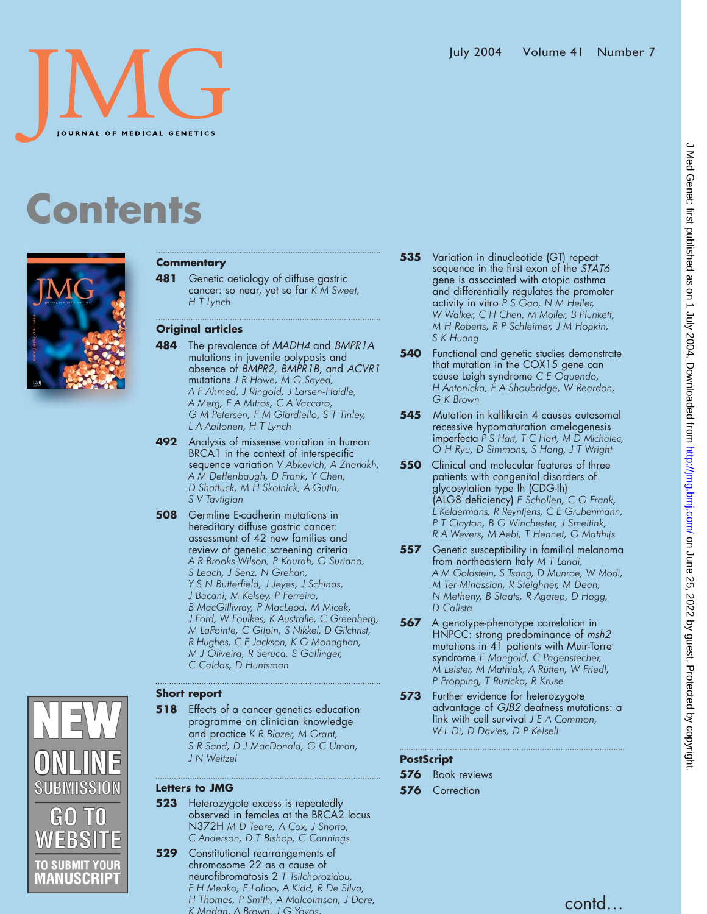# JMG

JOURNAL OF MEDICAL GENETICS

July 2004 Volume 41 Number 7

# Contents

## Commentary

**481** Genetic aetiology of diffuse gastric cancer: so near, yet so far *K M Sweet, H T Lynch*

## Original articles

**484** The prevalence of *MADH4* and *BMPR1A* mutations in juvenile polyposis and absence of *BMPR2*, *BMPR1B*, and *ACVR1* mutations *J R Howe, M G Sayed, A F Ahmed, J Ringold, J Larsen-Haidle, A Merg, F A Mitros, C A Vaccaro, G M Petersen, F M Giardiello, S T Tinley, L A Aaltonen, H T Lynch*

**492** Analysis of missense variation in human BRCA1 in the context of interspecific sequence variation *V Abkevich, A Zharkikh, A M Deffenbaugh, D Frank, Y Chen, D Shattuck, M H Skolnick, A Gutin, S V Tavtigian*

**508** Germline E-cadherin mutations in hereditary diffuse gastric cancer: assessment of 42 new families and review of genetic screening criteria *A R Brooks-Wilson, P Kaurah, G Suriano, S Leach, J Senz, N Grehan, Y S N Butterfield, J Jeyes, J Schinas, J Bacani, M Kelsey, P Ferreira, B MacGillivray, P MacLeod, M Micek, J Ford, W Foulkes, K Australie, C Greenberg, M LaPointe, C Gilpin, S Nikkel, D Gilchrist, R Hughes, C E Jackson, K G Monaghan, M J Oliveira, R Seruca, S Gallinger, C Caldas, D Huntsman*

## Short report

**518** Effects of a cancer genetics education programme on clinician knowledge and practice *K R Blazer, M Grant, S R Sand, D J MacDonald, G C Uman, J N Weitzel*

## Letters to JMG

**523** Heterozygote excess is repeatedly observed in females at the BRCA2 locus N372H *M D Teare, A Cox, J Shorto, C Anderson, D T Bishop, C Cannings*

**529** Constitutional rearrangements of chromosome 22 as a cause of neurofibromatosis 2 *T Tsilchorozidou, F H Menko, F Lalloo, A Kidd, R De Silva, H Thomas, P Smith, A Malcolmson, J Dore, K Madan, A Brown, J G Yovos,*

**535** Variation in dinucleotide (GT) repeat sequence in the first exon of the *STAT6* gene is associated with atopic asthma and differentially regulates the promoter activity in vitro *P S Gao, N M Heller, W Walker, C H Chen, M Moller, B Plunkett, M H Roberts, R P Schleimer, J M Hopkin, S K Huang*

**540** Functional and genetic studies demonstrate that mutation in the COX15 gene can cause Leigh syndrome *C E Oquendo, H Antonicka, E A Shoubridge, W Reardon, G K Brown*

**545** Mutation in kallikrein 4 causes autosomal recessive hypomaturation amelogenesis imperfecta *P S Hart, T C Hart, M D Michalec, O H Ryu, D Simmons, S Hong, J T Wright*

**550** Clinical and molecular features of three patients with congenital disorders of glycosylation type Ih (CDG-Ih) (ALG8 deficiency) *E Schollen, C G Frank, L Keldermans, R Reyntjens, C E Grubenmann, P T Clayton, B G Winchester, J Smeitink, R A Wevers, M Aebi, T Hennet, G Matthijs*

**557** Genetic susceptibility in familial melanoma from northeastern Italy *M T Landi, A M Goldstein, S Tsang, D Munroe, W Modi, M Ter-Minassian, R Steighner, M Dean, N Metheny, B Staats, R Agatep, D Hogg, D Calista*

**567** A genotype-phenotype correlation in HNPCC: strong predominance of *msh2* mutations in 41 patients with Muir-Torre syndrome *E Mangold, C Pagenstecher, M Leister, M Mathiak, A Rütten, W Friedl, P Propping, T Ruzicka, R Kruse*

**573** Further evidence for heterozygote advantage of *GJB2* deafness mutations: a link with cell survival *J E A Common, W-L Di, D Davies, D P Kelsell*

## PostScript

**576** Book reviews

**576** Correction

contd...

NEW ONLINE SUBMISSION GO TO WEBSITE TO SUBMIT YOUR MANUSCRIPT

J Med Genet: first published as on 1 July 2004. Downloaded from http://jmg.bmj.com/ on June 25, 2022 by guest. Protected by copyright.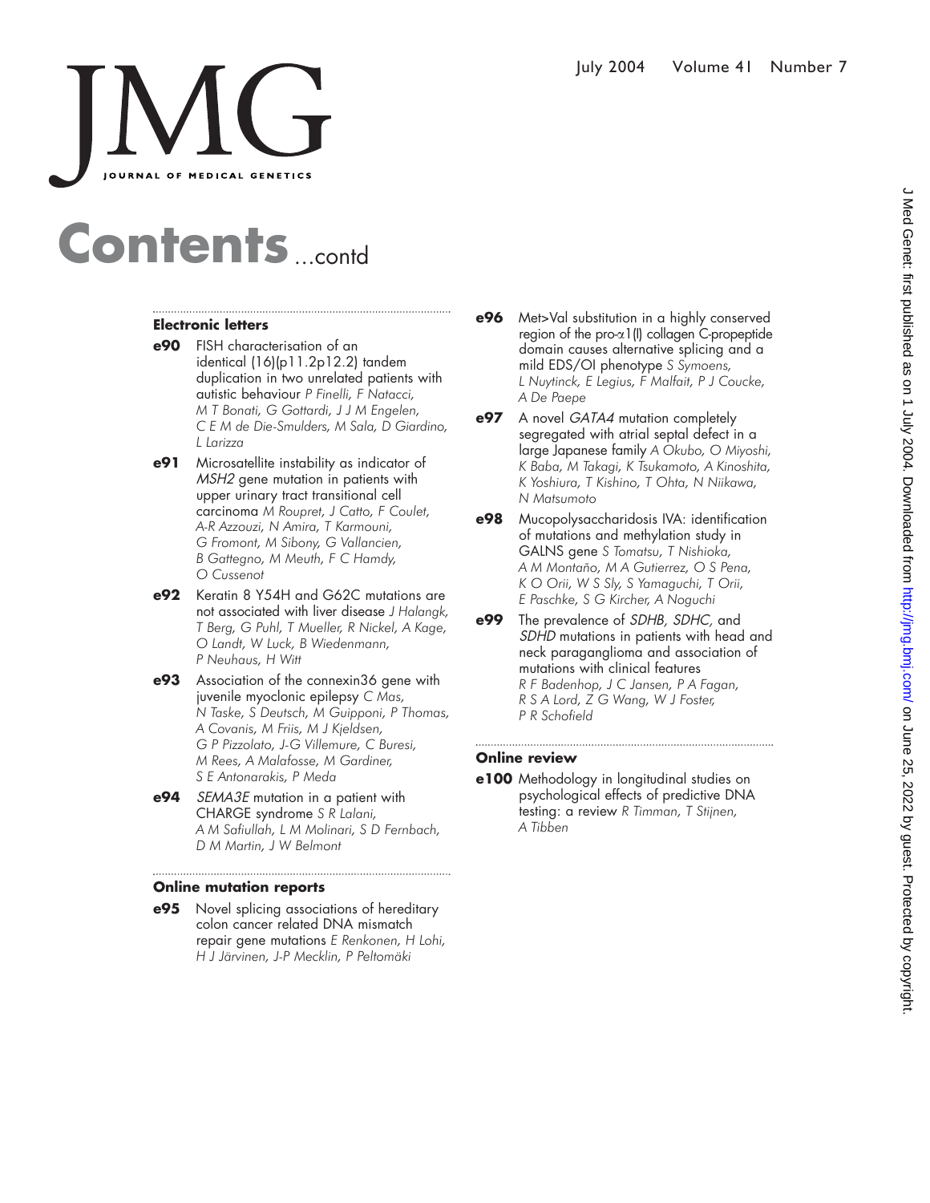# Contents ...contd

## Electronic letters

**e90** FISH characterisation of an identical (16)(p11.2p12.2) tandem duplication in two unrelated patients with autistic behaviour *P Finelli, F Natacci, M T Bonati, G Gottardi, J J M Engelen, C E M de Die-Smulders, M Sala, D Giardino, L Larizza*

**e91** Microsatellite instability as indicator of *MSH2* gene mutation in patients with upper urinary tract transitional cell carcinoma *M Roupret, J Catto, F Coulet, A-R Azzouzi, N Amira, T Karmouni, G Fromont, M Sibony, G Vallancien, B Gattegno, M Meuth, F C Hamdy, O Cussenot*

**e92** Keratin 8 Y54H and G62C mutations are not associated with liver disease *J Halangk, T Berg, G Puhl, T Mueller, R Nickel, A Kage, O Landt, W Luck, B Wiedenmann, P Neuhaus, H Witt*

**e93** Association of the connexin36 gene with juvenile myoclonic epilepsy *C Mas, N Taske, S Deutsch, M Guipponi, P Thomas, A Covanis, M Friis, M J Kjeldsen, G P Pizzolato, J-G Villemure, C Buresi, M Rees, A Malafosse, M Gardiner, S E Antonarakis, P Meda*

**e94** *SEMA3E* mutation in a patient with CHARGE syndrome *S R Lalani, A M Safiullah, L M Molinari, S D Fernbach, D M Martin, J W Belmont*

## Online mutation reports

**e95** Novel splicing associations of hereditary colon cancer related DNA mismatch repair gene mutations *E Renkonen, H Lohi, H J Järvinen, J-P Mecklin, P Peltomäki*

**e96** Met>Val substitution in a highly conserved region of the pro-$\alpha$1(I) collagen C-propeptide domain causes alternative splicing and a mild EDS/OI phenotype *S Symoens, L Nuytinck, E Legius, F Malfait, P J Coucke, A De Paepe*

**e97** A novel *GATA4* mutation completely segregated with atrial septal defect in a large Japanese family *A Okubo, O Miyoshi, K Baba, M Takagi, K Tsukamoto, A Kinoshita, K Yoshiura, T Kishino, T Ohta, N Niikawa, N Matsumoto*

**e98** Mucopolysaccharidosis IVA: identification of mutations and methylation study in GALNS gene *S Tomatsu, T Nishioka, A M Montaño, M A Gutierrez, O S Pena, K O Orii, W S Sly, S Yamaguchi, T Orii, E Paschke, S G Kircher, A Noguchi*

**e99** The prevalence of *SDHB*, *SDHC*, and *SDHD* mutations in patients with head and neck paraganglioma and association of mutations with clinical features *R F Badenhop, J C Jansen, P A Fagan, R S A Lord, Z G Wang, W J Foster, P R Schofield*

## Online review

**e100** Methodology in longitudinal studies on psychological effects of predictive DNA testing: a review *R Timman, T Stijnen, A Tibben*